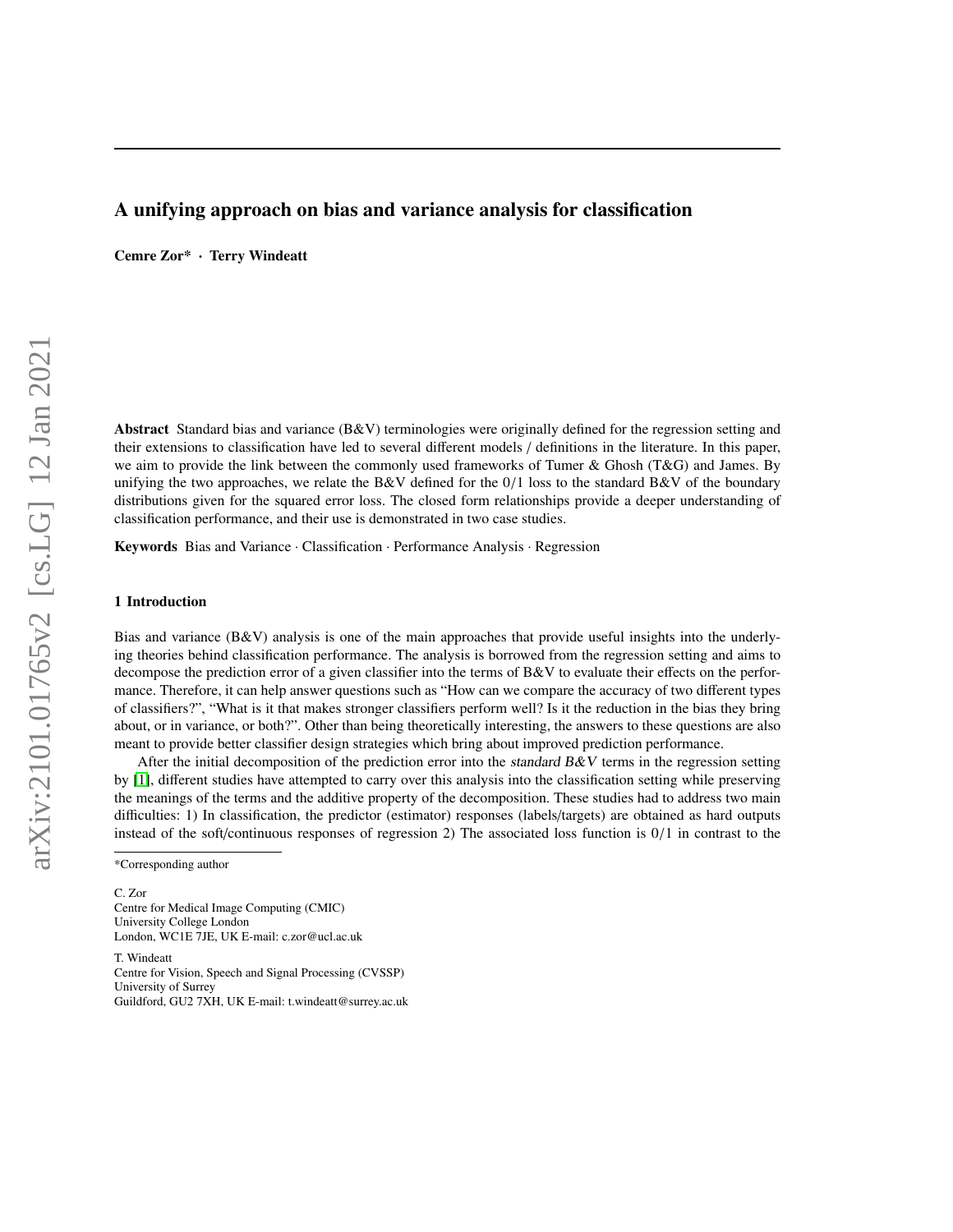# A unifying approach on bias and variance analysis for classification

**Cemre Zor\* · Terry Windeatt**

**Abstract** Standard bias and variance (B&V) terminologies were originally defined for the regression setting and their extensions to classification have led to several different models / definitions in the literature. In this paper, we aim to provide the link between the commonly used frameworks of Tumer & Ghosh (T&G) and James. By unifying the two approaches, we relate the B&V defined for the 0/1 loss to the standard B&V of the boundary distributions given for the squared error loss. The closed form relationships provide a deeper understanding of classification performance, and their use is demonstrated in two case studies.

**Keywords** Bias and Variance · Classification · Performance Analysis · Regression

## 1 Introduction

Bias and variance (B&V) analysis is one of the main approaches that provide useful insights into the underlying theories behind classification performance. The analysis is borrowed from the regression setting and aims to decompose the prediction error of a given classifier into the terms of B&V to evaluate their effects on the performance. Therefore, it can help answer questions such as "How can we compare the accuracy of two different types of classifiers?", "What is it that makes stronger classifiers perform well? Is it the reduction in the bias they bring about, or in variance, or both?". Other than being theoretically interesting, the answers to these questions are also meant to provide better classifier design strategies which bring about improved prediction performance.

After the initial decomposition of the prediction error into the *standard B&V* terms in the regression setting by [1], different studies have attempted to carry over this analysis into the classification setting while preserving the meanings of the terms and the additive property of the decomposition. These studies had to address two main difficulties: 1) In classification, the predictor (estimator) responses (labels/targets) are obtained as hard outputs instead of the soft/continuous responses of regression 2) The associated loss function is 0/1 in contrast to the

---

\*Corresponding author

C. Zor
Centre for Medical Image Computing (CMIC)
University College London
London, WC1E 7JE, UK E-mail: c.zor@ucl.ac.uk

T. Windeatt
Centre for Vision, Speech and Signal Processing (CVSSP)
University of Surrey
Guildford, GU2 7XH, UK E-mail: t.windeatt@surrey.ac.uk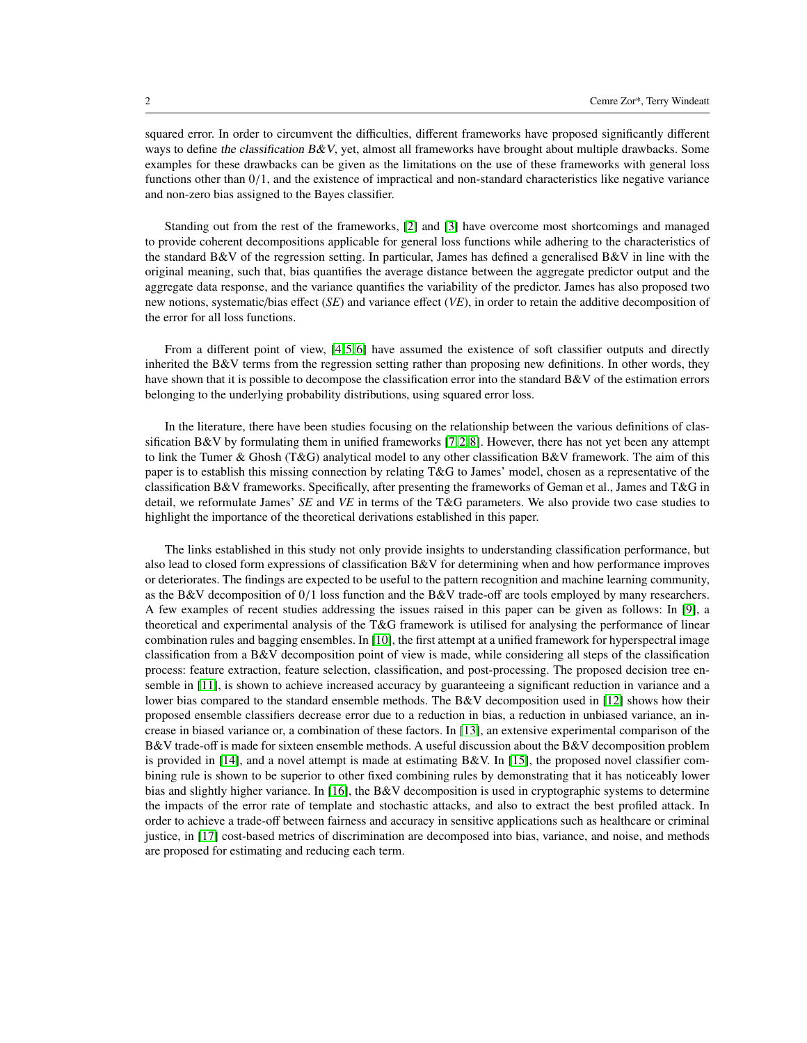squared error. In order to circumvent the difficulties, different frameworks have proposed significantly different ways to define the classification B&V, yet, almost all frameworks have brought about multiple drawbacks. Some examples for these drawbacks can be given as the limitations on the use of these frameworks with general loss functions other than $0/1$, and the existence of impractical and non-standard characteristics like negative variance and non-zero bias assigned to the Bayes classifier.

Standing out from the rest of the frameworks, [2] and [3] have overcome most shortcomings and managed to provide coherent decompositions applicable for general loss functions while adhering to the characteristics of the standard B&V of the regression setting. In particular, James has defined a generalised B&V in line with the original meaning, such that, bias quantifies the average distance between the aggregate predictor output and the aggregate data response, and the variance quantifies the variability of the predictor. James has also proposed two new notions, systematic/bias effect (*SE*) and variance effect (*VE*), in order to retain the additive decomposition of the error for all loss functions.

From a different point of view, [4,5,6] have assumed the existence of soft classifier outputs and directly inherited the B&V terms from the regression setting rather than proposing new definitions. In other words, they have shown that it is possible to decompose the classification error into the standard B&V of the estimation errors belonging to the underlying probability distributions, using squared error loss.

In the literature, there have been studies focusing on the relationship between the various definitions of classification B&V by formulating them in unified frameworks [7,2,8]. However, there has not yet been any attempt to link the Tumer & Ghosh (T&G) analytical model to any other classification B&V framework. The aim of this paper is to establish this missing connection by relating T&G to James' model, chosen as a representative of the classification B&V frameworks. Specifically, after presenting the frameworks of Geman et al., James and T&G in detail, we reformulate James' *SE* and *VE* in terms of the T&G parameters. We also provide two case studies to highlight the importance of the theoretical derivations established in this paper.

The links established in this study not only provide insights to understanding classification performance, but also lead to closed form expressions of classification B&V for determining when and how performance improves or deteriorates. The findings are expected to be useful to the pattern recognition and machine learning community, as the B&V decomposition of $0/1$ loss function and the B&V trade-off are tools employed by many researchers. A few examples of recent studies addressing the issues raised in this paper can be given as follows: In [9], a theoretical and experimental analysis of the T&G framework is utilised for analysing the performance of linear combination rules and bagging ensembles. In [10], the first attempt at a unified framework for hyperspectral image classification from a B&V decomposition point of view is made, while considering all steps of the classification process: feature extraction, feature selection, classification, and post-processing. The proposed decision tree ensemble in [11], is shown to achieve increased accuracy by guaranteeing a significant reduction in variance and a lower bias compared to the standard ensemble methods. The B&V decomposition used in [12] shows how their proposed ensemble classifiers decrease error due to a reduction in bias, a reduction in unbiased variance, an increase in biased variance or, a combination of these factors. In [13], an extensive experimental comparison of the B&V trade-off is made for sixteen ensemble methods. A useful discussion about the B&V decomposition problem is provided in [14], and a novel attempt is made at estimating B&V. In [15], the proposed novel classifier combining rule is shown to be superior to other fixed combining rules by demonstrating that it has noticeably lower bias and slightly higher variance. In [16], the B&V decomposition is used in cryptographic systems to determine the impacts of the error rate of template and stochastic attacks, and also to extract the best profiled attack. In order to achieve a trade-off between fairness and accuracy in sensitive applications such as healthcare or criminal justice, in [17] cost-based metrics of discrimination are decomposed into bias, variance, and noise, and methods are proposed for estimating and reducing each term.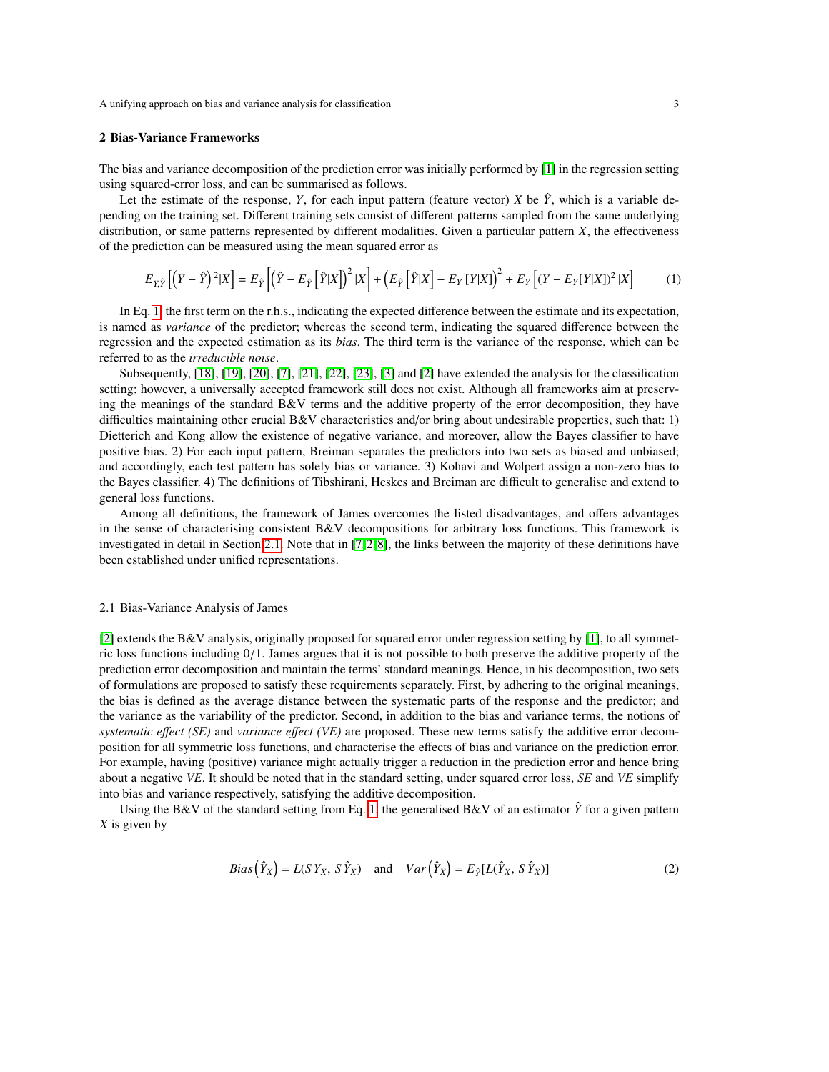## 2 Bias-Variance Frameworks

The bias and variance decomposition of the prediction error was initially performed by [1] in the regression setting using squared-error loss, and can be summarised as follows.

Let the estimate of the response, $Y$, for each input pattern (feature vector) $X$ be $\hat{Y}$, which is a variable depending on the training set. Different training sets consist of different patterns sampled from the same underlying distribution, or same patterns represented by different modalities. Given a particular pattern $X$, the effectiveness of the prediction can be measured using the mean squared error as

$$E_{Y,\hat{Y}}\left[\left(Y-\hat{Y}\right)^2|X\right] = E_{\hat{Y}}\left[\left(\hat{Y}-E_{\hat{Y}}\left[\hat{Y}|X\right]\right)^2|X\right] + \left(E_{\hat{Y}}\left[\hat{Y}|X\right]-E_Y\left[Y|X\right]\right)^2 + E_Y\left[\left(Y-E_Y[Y|X]\right)^2|X\right] \tag{1}$$

In Eq. 1, the first term on the r.h.s., indicating the expected difference between the estimate and its expectation, is named as *variance* of the predictor; whereas the second term, indicating the squared difference between the regression and the expected estimation as its *bias*. The third term is the variance of the response, which can be referred to as the *irreducible noise*.

Subsequently, [18], [19], [20], [7], [21], [22], [23], [3] and [2] have extended the analysis for the classification setting; however, a universally accepted framework still does not exist. Although all frameworks aim at preserving the meanings of the standard B&V terms and the additive property of the error decomposition, they have difficulties maintaining other crucial B&V characteristics and/or bring about undesirable properties, such that: 1) Dietterich and Kong allow the existence of negative variance, and moreover, allow the Bayes classifier to have positive bias. 2) For each input pattern, Breiman separates the predictors into two sets as biased and unbiased; and accordingly, each test pattern has solely bias or variance. 3) Kohavi and Wolpert assign a non-zero bias to the Bayes classifier. 4) The definitions of Tibshirani, Heskes and Breiman are difficult to generalise and extend to general loss functions.

Among all definitions, the framework of James overcomes the listed disadvantages, and offers advantages in the sense of characterising consistent B&V decompositions for arbitrary loss functions. This framework is investigated in detail in Section 2.1. Note that in [7,2,8], the links between the majority of these definitions have been established under unified representations.

### 2.1 Bias-Variance Analysis of James

[2] extends the B&V analysis, originally proposed for squared error under regression setting by [1], to all symmetric loss functions including 0/1. James argues that it is not possible to both preserve the additive property of the prediction error decomposition and maintain the terms' standard meanings. Hence, in his decomposition, two sets of formulations are proposed to satisfy these requirements separately. First, by adhering to the original meanings, the bias is defined as the average distance between the systematic parts of the response and the predictor; and the variance as the variability of the predictor. Second, in addition to the bias and variance terms, the notions of *systematic effect (SE)* and *variance effect (VE)* are proposed. These new terms satisfy the additive error decomposition for all symmetric loss functions, and characterise the effects of bias and variance on the prediction error. For example, having (positive) variance might actually trigger a reduction in the prediction error and hence bring about a negative *VE*. It should be noted that in the standard setting, under squared error loss, *SE* and *VE* simplify into bias and variance respectively, satisfying the additive decomposition.

Using the B&V of the standard setting from Eq. 1, the generalised B&V of an estimator $\hat{Y}$ for a given pattern $X$ is given by

$$Bias\left(\hat{Y}_X\right) = L(SY_X,\, S\hat{Y}_X) \quad \text{and} \quad Var\left(\hat{Y}_X\right) = E_{\hat{Y}}[L(\hat{Y}_X,\, S\hat{Y}_X)] \tag{2}$$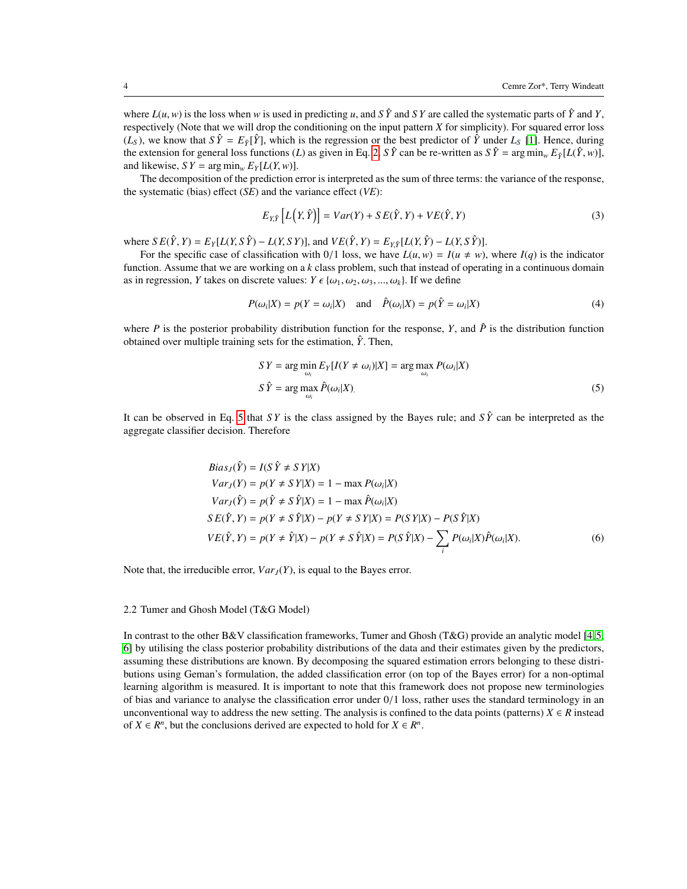where $L(u, w)$ is the loss when $w$ is used in predicting $u$, and $S\hat{Y}$ and $SY$ are called the systematic parts of $\hat{Y}$ and $Y$, respectively (Note that we will drop the conditioning on the input pattern $X$ for simplicity). For squared error loss ($L_S$), we know that $S\hat{Y} = E_{\hat{Y}}[\hat{Y}]$, which is the regression or the best predictor of $\hat{Y}$ under $L_S$ [1]. Hence, during the extension for general loss functions ($L$) as given in Eq. 2, $S\hat{Y}$ can be re-written as $S\hat{Y} = \arg\min_w E_{\hat{Y}}[L(\hat{Y}, w)]$, and likewise, $SY = \arg\min_w E_Y[L(Y, w)]$.

The decomposition of the prediction error is interpreted as the sum of three terms: the variance of the response, the systematic (bias) effect ($SE$) and the variance effect ($VE$):

$$E_{Y,\hat{Y}}\left[L\left(Y, \hat{Y}\right)\right] = Var(Y) + SE(\hat{Y}, Y) + VE(\hat{Y}, Y) \tag{3}$$

where $SE(\hat{Y}, Y) = E_Y[L(Y, S\hat{Y}) - L(Y, SY)]$, and $VE(\hat{Y}, Y) = E_{Y,\hat{Y}}[L(Y, \hat{Y}) - L(Y, S\hat{Y})]$.

For the specific case of classification with 0/1 loss, we have $L(u, w) = I(u \neq w)$, where $I(q)$ is the indicator function. Assume that we are working on a $k$ class problem, such that instead of operating in a continuous domain as in regression, $Y$ takes on discrete values: $Y \,\epsilon\, \{\omega_1, \omega_2, \omega_3, ..., \omega_k\}$. If we define

$$P(\omega_i|X) = p(Y = \omega_i|X) \quad \text{and} \quad \hat{P}(\omega_i|X) = p(\hat{Y} = \omega_i|X) \tag{4}$$

where $P$ is the posterior probability distribution function for the response, $Y$, and $\hat{P}$ is the distribution function obtained over multiple training sets for the estimation, $\hat{Y}$. Then,

$$\begin{aligned} SY &= \arg\min_{\omega_i} E_Y[I(Y \neq \omega_i)|X] = \arg\max_{\omega_i} P(\omega_i|X) \\ S\hat{Y} &= \arg\max_{\omega_i} \hat{P}(\omega_i|X). \end{aligned} \tag{5}$$

It can be observed in Eq. 5 that $SY$ is the class assigned by the Bayes rule; and $S\hat{Y}$ can be interpreted as the aggregate classifier decision. Therefore

$$\begin{aligned} Bias_J(\hat{Y}) &= I(S\hat{Y} \neq SY|X) \\ Var_J(Y) &= p(Y \neq SY|X) = 1 - \max P(\omega_i|X) \\ Var_J(\hat{Y}) &= p(\hat{Y} \neq S\hat{Y}|X) = 1 - \max \hat{P}(\omega_i|X) \\ SE(\hat{Y}, Y) &= p(Y \neq S\hat{Y}|X) - p(Y \neq SY|X) = P(SY|X) - P(S\hat{Y}|X) \\ VE(\hat{Y}, Y) &= p(Y \neq \hat{Y}|X) - p(Y \neq S\hat{Y}|X) = P(S\hat{Y}|X) - \sum_i P(\omega_i|X)\hat{P}(\omega_i|X). \end{aligned} \tag{6}$$

Note that, the irreducible error, $Var_J(Y)$, is equal to the Bayes error.

## 2.2 Tumer and Ghosh Model (T&G Model)

In contrast to the other B&V classification frameworks, Tumer and Ghosh (T&G) provide an analytic model [4,5,6] by utilising the class posterior probability distributions of the data and their estimates given by the predictors, assuming these distributions are known. By decomposing the squared estimation errors belonging to these distributions using Geman's formulation, the added classification error (on top of the Bayes error) for a non-optimal learning algorithm is measured. It is important to note that this framework does not propose new terminologies of bias and variance to analyse the classification error under 0/1 loss, rather uses the standard terminology in an unconventional way to address the new setting. The analysis is confined to the data points (patterns) $X \in R$ instead of $X \in R^n$, but the conclusions derived are expected to hold for $X \in R^n$.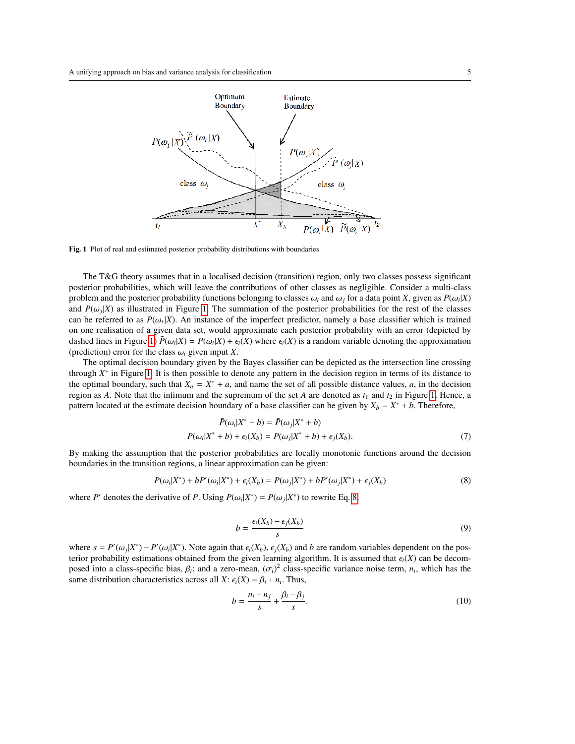**Fig. 1** Plot of real and estimated posterior probability distributions with boundaries

The T&G theory assumes that in a localised decision (transition) region, only two classes possess significant posterior probabilities, which will leave the contributions of other classes as negligible. Consider a multi-class problem and the posterior probability functions belonging to classes $\omega_i$ and $\omega_j$ for a data point $X$, given as $P(\omega_i|X)$ and $P(\omega_j|X)$ as illustrated in Figure 1. The summation of the posterior probabilities for the rest of the classes can be referred to as $P(\omega_r|X)$. An instance of the imperfect predictor, namely a base classifier which is trained on one realisation of a given data set, would approximate each posterior probability with an error (depicted by dashed lines in Figure 1) $\tilde{P}(\omega_i|X) = P(\omega_i|X) + \epsilon_i(X)$ where $\epsilon_i(X)$ is a random variable denoting the approximation (prediction) error for the class $\omega_i$ given input $X$.

The optimal decision boundary given by the Bayes classifier can be depicted as the intersection line crossing through $X^*$ in Figure 1. It is then possible to denote any pattern in the decision region in terms of its distance to the optimal boundary, such that $X_a = X^* + a$, and name the set of all possible distance values, $a$, in the decision region as $A$. Note that the infimum and the supremum of the set $A$ are denoted as $t_1$ and $t_2$ in Figure 1. Hence, a pattern located at the estimate decision boundary of a base classifier can be given by $X_b = X^* + b$. Therefore,

$$
\begin{aligned}
\tilde{P}(\omega_i|X^* + b) &= \tilde{P}(\omega_j|X^* + b) \\
P(\omega_i|X^* + b) + \epsilon_i(X_b) &= P(\omega_j|X^* + b) + \epsilon_j(X_b).
\end{aligned} \tag{7}
$$

By making the assumption that the posterior probabilities are locally monotonic functions around the decision boundaries in the transition regions, a linear approximation can be given:

$$
P(\omega_i|X^*) + bP'(\omega_i|X^*) + \epsilon_i(X_b) = P(\omega_j|X^*) + bP'(\omega_j|X^*) + \epsilon_j(X_b) \tag{8}
$$

where $P'$ denotes the derivative of $P$. Using $P(\omega_i|X^*) = P(\omega_j|X^*)$ to rewrite Eq. 8

$$
b = \frac{\epsilon_i(X_b) - \epsilon_j(X_b)}{s} \tag{9}
$$

where $s = P'(\omega_j|X^*) - P'(\omega_i|X^*)$. Note again that $\epsilon_i(X_b)$, $\epsilon_j(X_b)$ and $b$ are random variables dependent on the posterior probability estimations obtained from the given learning algorithm. It is assumed that $\epsilon_i(X)$ can be decomposed into a class-specific bias, $\beta_i$; and a zero-mean, $(\sigma_i)^2$ class-specific variance noise term, $n_i$, which has the same distribution characteristics across all $X$: $\epsilon_i(X) = \beta_i + n_i$. Thus,

$$
b = \frac{n_i - n_j}{s} + \frac{\beta_i - \beta_j}{s}. \tag{10}
$$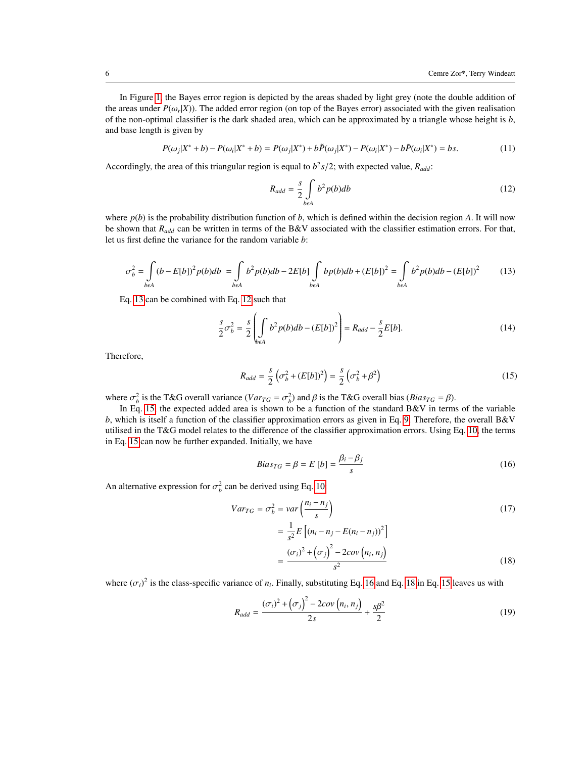In Figure 1, the Bayes error region is depicted by the areas shaded by light grey (note the double addition of the areas under $P(\omega_r|X)$). The added error region (on top of the Bayes error) associated with the given realisation of the non-optimal classifier is the dark shaded area, which can be approximated by a triangle whose height is $b$, and base length is given by

$$P(\omega_j|X^*+b)-P(\omega_i|X^*+b)=P(\omega_j|X^*)+b\tilde{P}(\omega_j|X^*)-P(\omega_i|X^*)-b\tilde{P}(\omega_i|X^*)=bs. \tag{11}$$

Accordingly, the area of this triangular region is equal to $b^2s/2$; with expected value, $R_{add}$:

$$R_{add}=\frac{s}{2}\int\limits_{b\epsilon A}b^2p(b)db \tag{12}$$

where $p(b)$ is the probability distribution function of $b$, which is defined within the decision region $A$. It will now be shown that $R_{add}$ can be written in terms of the B&V associated with the classifier estimation errors. For that, let us first define the variance for the random variable $b$:

$$\sigma_b^2=\int\limits_{b\epsilon A}(b-E[b])^2p(b)db\;=\int\limits_{b\epsilon A}b^2p(b)db-2E[b]\int\limits_{b\epsilon A}bp(b)db+(E[b])^2=\int\limits_{b\epsilon A}b^2p(b)db-(E[b])^2 \tag{13}$$

Eq. 13 can be combined with Eq. 12 such that

$$\frac{s}{2}\sigma_b^2=\frac{s}{2}\left(\int\limits_{b\epsilon A}b^2p(b)db-(E[b])^2\right)=R_{add}-\frac{s}{2}E[b]. \tag{14}$$

Therefore,

$$R_{add}=\frac{s}{2}\left(\sigma_b^2+(E[b])^2\right)=\frac{s}{2}\left(\sigma_b^2+\beta^2\right) \tag{15}$$

where $\sigma_b^2$ is the T&G overall variance ($Var_{TG}=\sigma_b^2$) and $\beta$ is the T&G overall bias ($Bias_{TG}=\beta$).

In Eq. 15, the expected added area is shown to be a function of the standard B&V in terms of the variable $b$, which is itself a function of the classifier approximation errors as given in Eq. 9. Therefore, the overall B&V utilised in the T&G model relates to the difference of the classifier approximation errors. Using Eq. 10, the terms in Eq. 15 can now be further expanded. Initially, we have

$$Bias_{TG}=\beta=E\left[b\right]=\frac{\beta_i-\beta_j}{s} \tag{16}$$

An alternative expression for $\sigma_b^2$ can be derived using Eq. 10

$$Var_{TG}=\sigma_b^2=var\left(\frac{n_i-n_j}{s}\right) \tag{17}$$

$$=\frac{1}{s^2}E\left[(n_i-n_j-E(n_i-n_j))^2\right]$$

$$=\frac{(\sigma_i)^2+\left(\sigma_j\right)^2-2cov\left(n_i,n_j\right)}{s^2} \tag{18}$$

where $(\sigma_i)^2$ is the class-specific variance of $n_i$. Finally, substituting Eq. 16 and Eq. 18 in Eq. 15 leaves us with

$$R_{add}=\frac{(\sigma_i)^2+\left(\sigma_j\right)^2-2cov\left(n_i,n_j\right)}{2s}+\frac{s\beta^2}{2} \tag{19}$$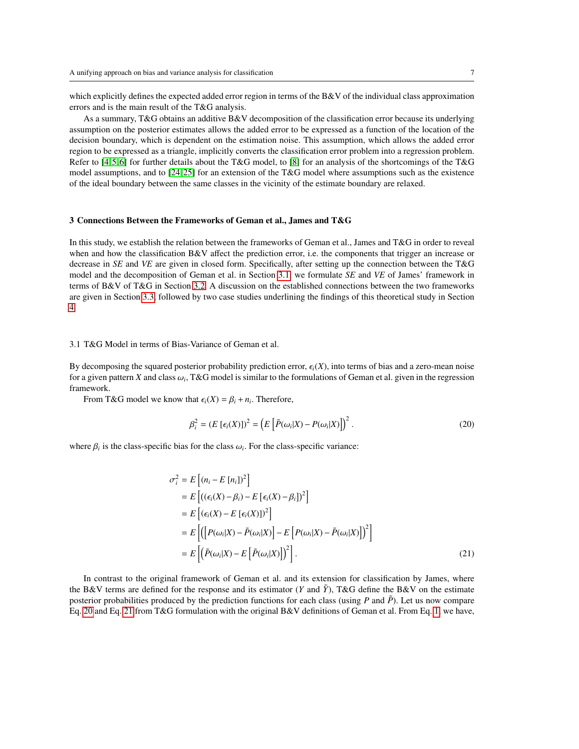which explicitly defines the expected added error region in terms of the B&V of the individual class approximation errors and is the main result of the T&G analysis.

As a summary, T&G obtains an additive B&V decomposition of the classification error because its underlying assumption on the posterior estimates allows the added error to be expressed as a function of the location of the decision boundary, which is dependent on the estimation noise. This assumption, which allows the added error region to be expressed as a triangle, implicitly converts the classification error problem into a regression problem. Refer to [4,5,6] for further details about the T&G model, to [8] for an analysis of the shortcomings of the T&G model assumptions, and to [24,25] for an extension of the T&G model where assumptions such as the existence of the ideal boundary between the same classes in the vicinity of the estimate boundary are relaxed.

## 3 Connections Between the Frameworks of Geman et al., James and T&G

In this study, we establish the relation between the frameworks of Geman et al., James and T&G in order to reveal when and how the classification B&V affect the prediction error, i.e. the components that trigger an increase or decrease in *SE* and *VE* are given in closed form. Specifically, after setting up the connection between the T&G model and the decomposition of Geman et al. in Section 3.1, we formulate *SE* and *VE* of James' framework in terms of B&V of T&G in Section 3.2. A discussion on the established connections between the two frameworks are given in Section 3.3, followed by two case studies underlining the findings of this theoretical study in Section 4.

### 3.1 T&G Model in terms of Bias-Variance of Geman et al.

By decomposing the squared posterior probability prediction error, $\epsilon_i(X)$, into terms of bias and a zero-mean noise for a given pattern $X$ and class $\omega_i$, T&G model is similar to the formulations of Geman et al. given in the regression framework.

From T&G model we know that $\epsilon_i(X) = \beta_i + n_i$. Therefore,

$$\beta_i^2 = \left(E\left[\epsilon_i(X)\right]\right)^2 = \left(E\left[\tilde{P}(\omega_i|X) - P(\omega_i|X)\right]\right)^2. \tag{20}$$

where $\beta_i$ is the class-specific bias for the class $\omega_i$. For the class-specific variance:

$$\begin{aligned}
\sigma_i^2 &= E\left[\left(n_i - E\left[n_i\right]\right)^2\right] \\
&= E\left[\left(\left(\epsilon_i(X) - \beta_i\right) - E\left[\epsilon_i(X) - \beta_i\right]\right)^2\right] \\
&= E\left[\left(\epsilon_i(X) - E\left[\epsilon_i(X)\right]\right)^2\right] \\
&= E\left[\left(\left[P(\omega_i|X) - \tilde{P}(\omega_i|X)\right] - E\left[P(\omega_i|X) - \tilde{P}(\omega_i|X)\right]\right)^2\right] \\
&= E\left[\left(\tilde{P}(\omega_i|X) - E\left[\tilde{P}(\omega_i|X)\right]\right)^2\right].
\end{aligned} \tag{21}$$

In contrast to the original framework of Geman et al. and its extension for classification by James, where the B&V terms are defined for the response and its estimator ($Y$ and $\tilde{Y}$), T&G define the B&V on the estimate posterior probabilities produced by the prediction functions for each class (using $P$ and $\tilde{P}$). Let us now compare Eq. 20 and Eq. 21 from T&G formulation with the original B&V definitions of Geman et al. From Eq. 1, we have,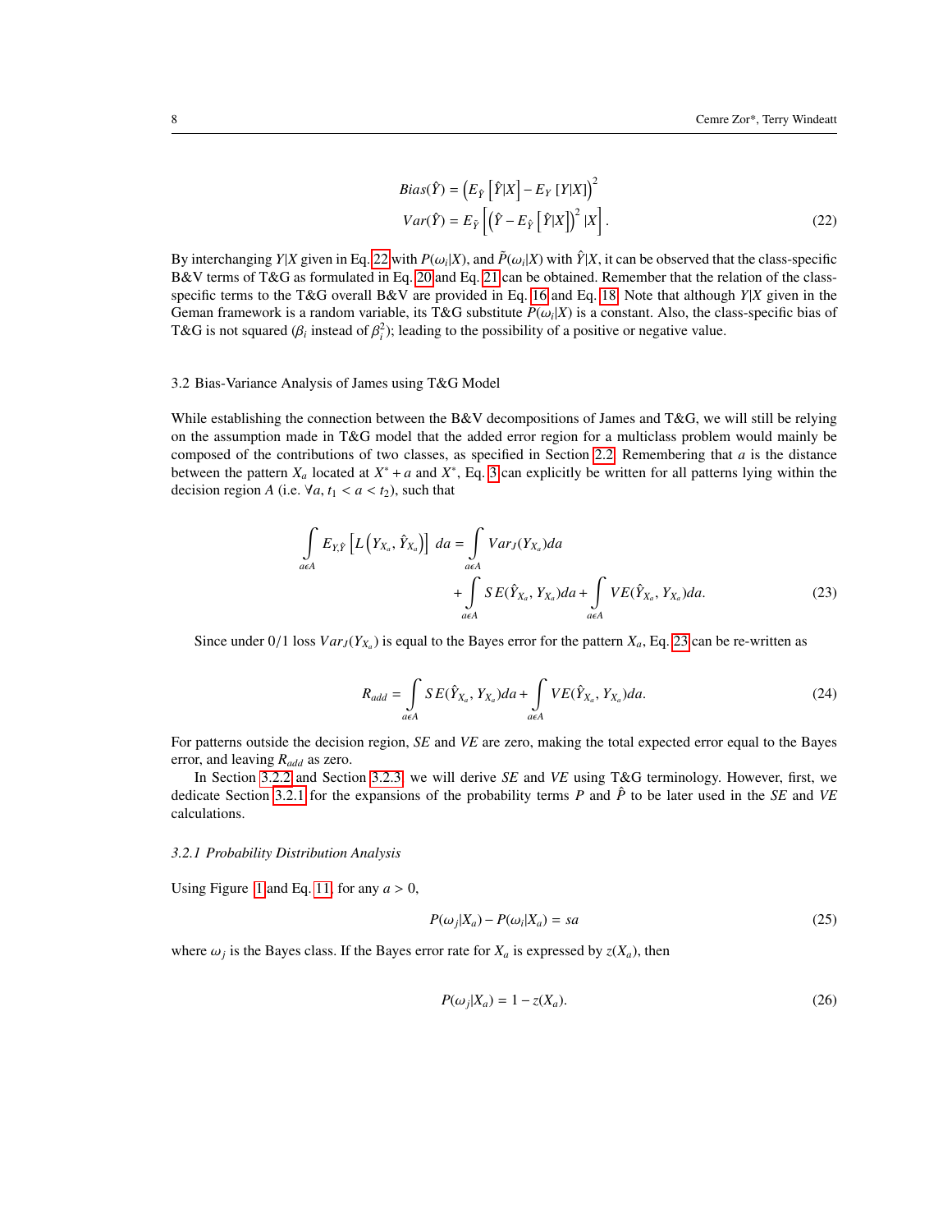$$Bias(\hat{Y}) = \left(E_{\hat{Y}}\left[\hat{Y}|X\right] - E_Y\left[Y|X\right]\right)^2$$
$$Var(\hat{Y}) = E_{\hat{Y}}\left[\left(\hat{Y} - E_{\hat{Y}}\left[\hat{Y}|X\right]\right)^2 |X\right]. \tag{22}$$

By interchanging $Y|X$ given in Eq. 22 with $P(\omega_i|X)$, and $\tilde{P}(\omega_i|X)$ with $\hat{Y}|X$, it can be observed that the class-specific B&V terms of T&G as formulated in Eq. 20 and Eq. 21 can be obtained. Remember that the relation of the class-specific terms to the T&G overall B&V are provided in Eq. 16 and Eq. 18. Note that although $Y|X$ given in the Geman framework is a random variable, its T&G substitute $P(\omega_i|X)$ is a constant. Also, the class-specific bias of T&G is not squared ($\beta_i$ instead of $\beta_i^2$); leading to the possibility of a positive or negative value.

## 3.2 Bias-Variance Analysis of James using T&G Model

While establishing the connection between the B&V decompositions of James and T&G, we will still be relying on the assumption made in T&G model that the added error region for a multiclass problem would mainly be composed of the contributions of two classes, as specified in Section 2.2. Remembering that $a$ is the distance between the pattern $X_a$ located at $X^* + a$ and $X^*$, Eq. 3 can explicitly be written for all patterns lying within the decision region $A$ (i.e. $\forall a, t_1 < a < t_2$), such that

$$\int_{a\epsilon A} E_{Y,\hat{Y}}\left[L\left(Y_{X_a}, \hat{Y}_{X_a}\right)\right]\, da = \int_{a\epsilon A} Var_J(Y_{X_a})da + \int_{a\epsilon A} SE(\hat{Y}_{X_a}, Y_{X_a})da + \int_{a\epsilon A} VE(\hat{Y}_{X_a}, Y_{X_a})da. \tag{23}$$

Since under 0/1 loss $Var_J(Y_{X_a})$ is equal to the Bayes error for the pattern $X_a$, Eq. 23 can be re-written as

$$R_{add} = \int_{a\epsilon A} SE(\hat{Y}_{X_a}, Y_{X_a})da + \int_{a\epsilon A} VE(\hat{Y}_{X_a}, Y_{X_a})da. \tag{24}$$

For patterns outside the decision region, $SE$ and $VE$ are zero, making the total expected error equal to the Bayes error, and leaving $R_{add}$ as zero.

In Section 3.2.2 and Section 3.2.3, we will derive $SE$ and $VE$ using T&G terminology. However, first, we dedicate Section 3.2.1 for the expansions of the probability terms $P$ and $\hat{P}$ to be later used in the $SE$ and $VE$ calculations.

### *3.2.1 Probability Distribution Analysis*

Using Figure 1 and Eq. 11, for any $a > 0$,

$$P(\omega_j|X_a) - P(\omega_i|X_a) = sa \tag{25}$$

where $\omega_j$ is the Bayes class. If the Bayes error rate for $X_a$ is expressed by $z(X_a)$, then

$$P(\omega_j|X_a) = 1 - z(X_a). \tag{26}$$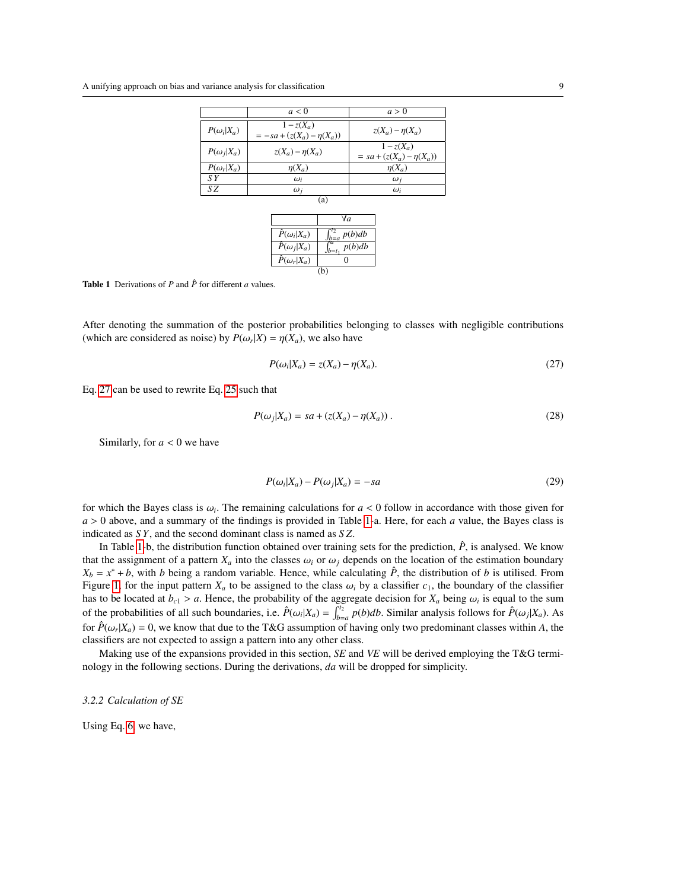|  | $a < 0$ | $a > 0$ |
|---|---|---|
| $P(\omega_i \vert X_a)$ | $1 - z(X_a)$ $= -sa + (z(X_a) - \eta(X_a))$ | $z(X_a) - \eta(X_a)$ |
| $P(\omega_j \vert X_a)$ | $z(X_a) - \eta(X_a)$ | $1 - z(X_a)$ $= sa + (z(X_a) - \eta(X_a))$ |
| $P(\omega_r \vert X_a)$ | $\eta(X_a)$ | $\eta(X_a)$ |
| $SY$ | $\omega_i$ | $\omega_j$ |
| $SZ$ | $\omega_j$ | $\omega_i$ |

(a)

|  | $\forall a$ |
|---|---|
| $\hat{P}(\omega_i \vert X_a)$ | $\int_{b=a}^{t_2} p(b)db$ |
| $\hat{P}(\omega_j \vert X_a)$ | $\int_{b=t_1}^{a} p(b)db$ |
| $\hat{P}(\omega_r \vert X_a)$ | 0 |

(b)

**Table 1** Derivations of $P$ and $\hat{P}$ for different $a$ values.

After denoting the summation of the posterior probabilities belonging to classes with negligible contributions (which are considered as noise) by $P(\omega_r|X) = \eta(X_a)$, we also have

$$P(\omega_i|X_a) = z(X_a) - \eta(X_a). \tag{27}$$

Eq. 27 can be used to rewrite Eq. 25 such that

$$P(\omega_j|X_a) = sa + (z(X_a) - \eta(X_a))\ . \tag{28}$$

Similarly, for $a < 0$ we have

$$P(\omega_i|X_a) - P(\omega_j|X_a) = -sa \tag{29}$$

for which the Bayes class is $\omega_i$. The remaining calculations for $a < 0$ follow in accordance with those given for $a > 0$ above, and a summary of the findings is provided in Table 1-a. Here, for each $a$ value, the Bayes class is indicated as $SY$, and the second dominant class is named as $SZ$.

In Table 1-b, the distribution function obtained over training sets for the prediction, $\hat{P}$, is analysed. We know that the assignment of a pattern $X_a$ into the classes $\omega_i$ or $\omega_j$ depends on the location of the estimation boundary $X_b = x^* + b$, with $b$ being a random variable. Hence, while calculating $\hat{P}$, the distribution of $b$ is utilised. From Figure 1, for the input pattern $X_a$ to be assigned to the class $\omega_i$ by a classifier $c_1$, the boundary of the classifier has to be located at $b_{c1} > a$. Hence, the probability of the aggregate decision for $X_a$ being $\omega_i$ is equal to the sum of the probabilities of all such boundaries, i.e. $\hat{P}(\omega_i|X_a) = \int_{b=a}^{t_2} p(b)db$. Similar analysis follows for $\hat{P}(\omega_j|X_a)$. As for $\hat{P}(\omega_r|X_a) = 0$, we know that due to the T&G assumption of having only two predominant classes within $A$, the classifiers are not expected to assign a pattern into any other class.

Making use of the expansions provided in this section, *SE* and *VE* will be derived employing the T&G terminology in the following sections. During the derivations, $da$ will be dropped for simplicity.

### 3.2.2 Calculation of SE

Using Eq. 6, we have,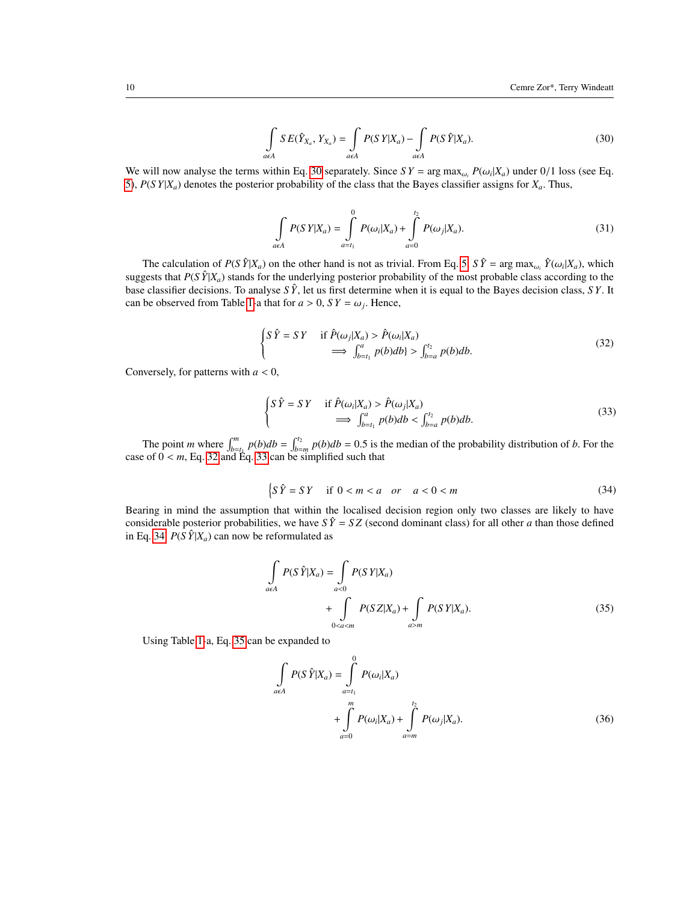$$\int_{a\epsilon A} SE(\hat{Y}_{X_a}, Y_{X_a}) = \int_{a\epsilon A} P(SY|X_a) - \int_{a\epsilon A} P(S\hat{Y}|X_a). \tag{30}$$

We will now analyse the terms within Eq. 30 separately. Since $SY = \arg\max_{\omega_i} P(\omega_i|X_a)$ under 0/1 loss (see Eq. 5), $P(SY|X_a)$ denotes the posterior probability of the class that the Bayes classifier assigns for $X_a$. Thus,

$$\int_{a\epsilon A} P(SY|X_a) = \int_{a=t_1}^{0} P(\omega_i|X_a) + \int_{a=0}^{t_2} P(\omega_j|X_a). \tag{31}$$

The calculation of $P(S\hat{Y}|X_a)$ on the other hand is not as trivial. From Eq. 5, $S\hat{Y} = \arg\max_{\omega_i} \hat{Y}(\omega_i|X_a)$, which suggests that $P(S\hat{Y}|X_a)$ stands for the underlying posterior probability of the most probable class according to the base classifier decisions. To analyse $S\hat{Y}$, let us first determine when it is equal to the Bayes decision class, $SY$. It can be observed from Table 1-a that for $a > 0$, $SY = \omega_j$. Hence,

$$\begin{cases} S\hat{Y} = SY & \text{if } \hat{P}(\omega_j|X_a) > \hat{P}(\omega_i|X_a) \\ & \implies \int_{b=t_1}^{a} p(b)db\} > \int_{b=a}^{t_2} p(b)db. \end{cases} \tag{32}$$

Conversely, for patterns with $a < 0$,

$$\begin{cases} S\hat{Y} = SY & \text{if } \hat{P}(\omega_i|X_a) > \hat{P}(\omega_j|X_a) \\ & \implies \int_{b=t_1}^{a} p(b)db < \int_{b=a}^{t_2} p(b)db. \end{cases} \tag{33}$$

The point $m$ where $\int_{b=t_1}^{m} p(b)db = \int_{b=m}^{t_2} p(b)db = 0.5$ is the median of the probability distribution of $b$. For the case of $0 < m$, Eq. 32 and Eq. 33 can be simplified such that

$$\begin{cases} S\hat{Y} = SY & \text{if } 0 < m < a \quad or \quad a < 0 < m \end{cases} \tag{34}$$

Bearing in mind the assumption that within the localised decision region only two classes are likely to have considerable posterior probabilities, we have $S\hat{Y} = SZ$ (second dominant class) for all other $a$ than those defined in Eq. 34. $P(S\hat{Y}|X_a)$ can now be reformulated as

$$\int_{a\epsilon A} P(S\hat{Y}|X_a) = \int_{a<0} P(SY|X_a) + \int_{0<a<m} P(SZ|X_a) + \int_{a>m} P(SY|X_a). \tag{35}$$

Using Table 1-a, Eq. 35 can be expanded to

$$\int_{a\epsilon A} P(S\hat{Y}|X_a) = \int_{a=t_1}^{0} P(\omega_i|X_a) + \int_{a=0}^{m} P(\omega_i|X_a) + \int_{a=m}^{t_2} P(\omega_j|X_a). \tag{36}$$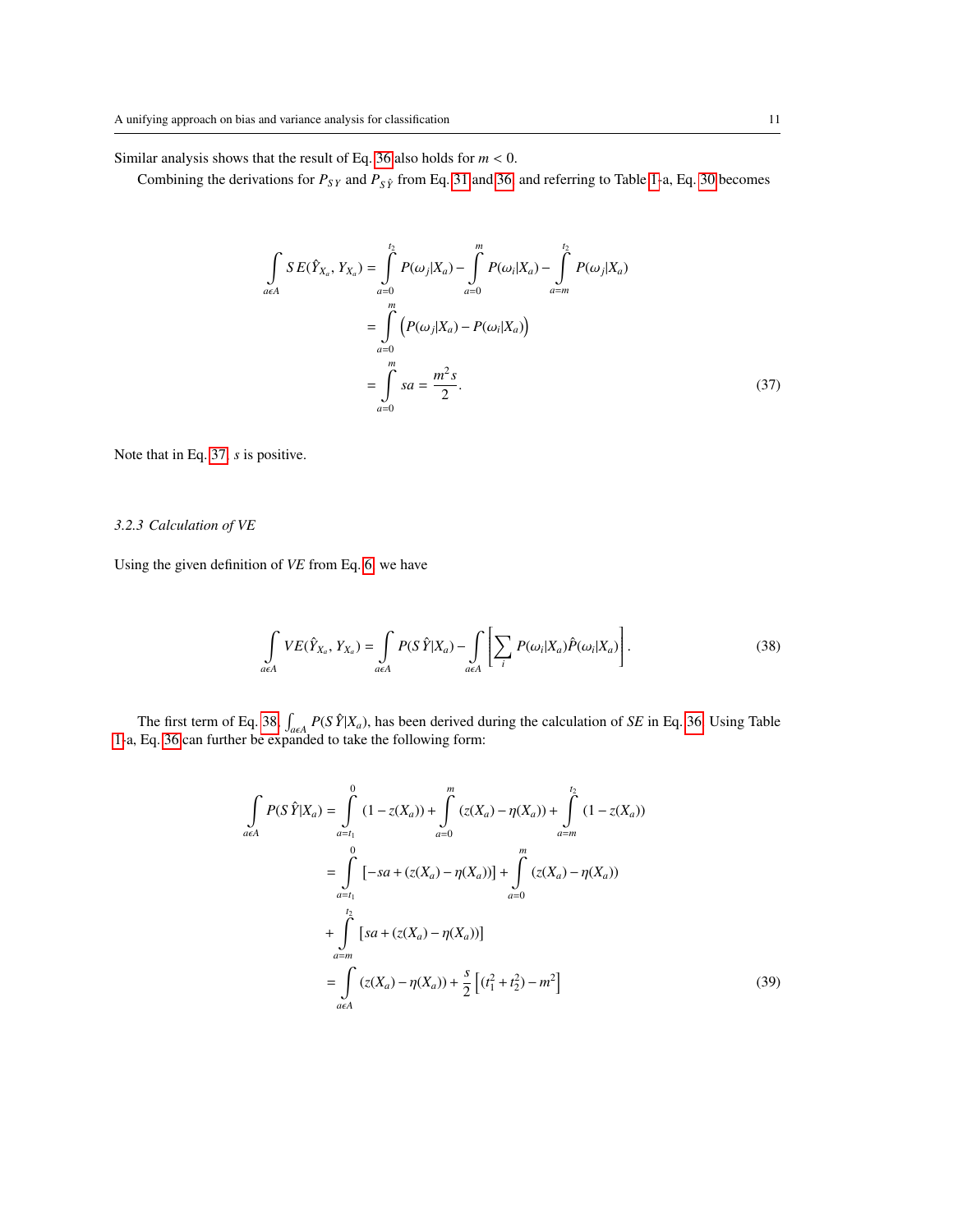Similar analysis shows that the result of Eq. 36 also holds for $m < 0$.

Combining the derivations for $P_{SY}$ and $P_{S\hat{Y}}$ from Eq. 31 and 36 and referring to Table 1-a, Eq. 30 becomes

$$
\begin{aligned}
\int_{a \in A} SE(\hat{Y}_{X_a}, Y_{X_a}) &= \int_{a=0}^{t_2} P(\omega_j|X_a) - \int_{a=0}^{m} P(\omega_i|X_a) - \int_{a=m}^{t_2} P(\omega_j|X_a) \\
&= \int_{a=0}^{m} \Big( P(\omega_j|X_a) - P(\omega_i|X_a) \Big) \\
&= \int_{a=0}^{m} sa = \frac{m^2 s}{2}.
\end{aligned} \tag{37}
$$

Note that in Eq. 37, $s$ is positive.

### 3.2.3 Calculation of VE

Using the given definition of $VE$ from Eq. 6, we have

$$
\int_{a \in A} VE(\hat{Y}_{X_a}, Y_{X_a}) = \int_{a \in A} P(S\hat{Y}|X_a) - \int_{a \in A} \left[ \sum_i P(\omega_i|X_a) \hat{P}(\omega_i|X_a) \right]. \tag{38}
$$

The first term of Eq. 38, $\int_{a \in A} P(S\hat{Y}|X_a)$, has been derived during the calculation of $SE$ in Eq. 36. Using Table 1-a, Eq. 36 can further be expanded to take the following form:

$$
\begin{aligned}
\int_{a \in A} P(S\hat{Y}|X_a) &= \int_{a=t_1}^{0} (1 - z(X_a)) + \int_{a=0}^{m} (z(X_a) - \eta(X_a)) + \int_{a=m}^{t_2} (1 - z(X_a)) \\
&= \int_{a=t_1}^{0} [-sa + (z(X_a) - \eta(X_a))] + \int_{a=0}^{m} (z(X_a) - \eta(X_a)) \\
&+ \int_{a=m}^{t_2} [sa + (z(X_a) - \eta(X_a))] \\
&= \int_{a \in A} (z(X_a) - \eta(X_a)) + \frac{s}{2} \left[ (t_1^2 + t_2^2) - m^2 \right]
\end{aligned} \tag{39}
$$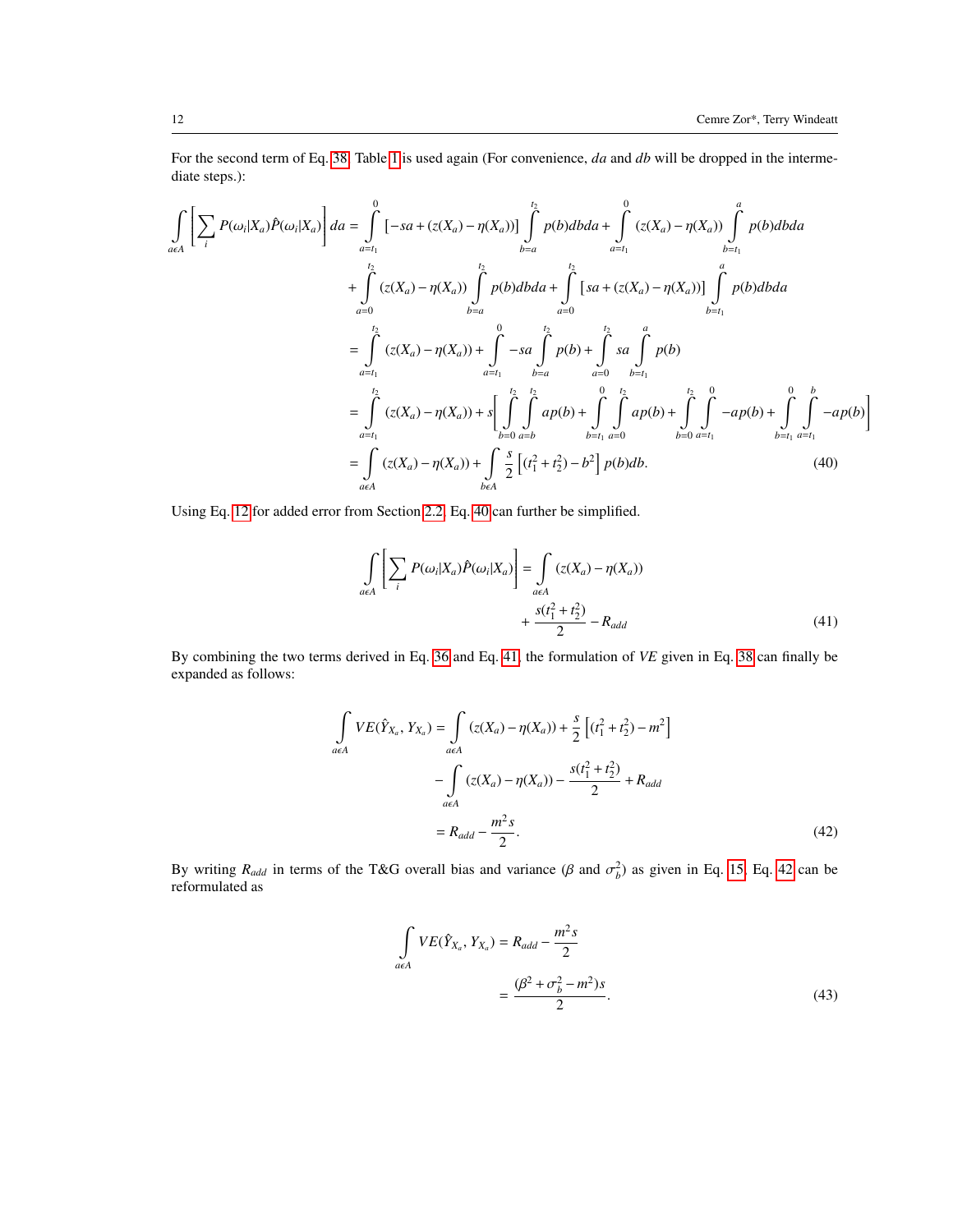For the second term of Eq. 38, Table 1 is used again (For convenience, *da* and *db* will be dropped in the intermediate steps.):

$$
\begin{aligned}
\int\limits_{a\epsilon A}\left[\sum_i P(\omega_i|X_a)\hat{P}(\omega_i|X_a)\right]da &= \int\limits_{a=t_1}^{0}\left[-sa+(z(X_a)-\eta(X_a))\right]\int\limits_{b=a}^{t_2}p(b)dbda + \int\limits_{a=t_1}^{0}(z(X_a)-\eta(X_a))\int\limits_{b=t_1}^{a}p(b)dbda \\
&+ \int\limits_{a=0}^{t_2}(z(X_a)-\eta(X_a))\int\limits_{b=a}^{t_2}p(b)dbda + \int\limits_{a=0}^{t_2}\left[sa+(z(X_a)-\eta(X_a))\right]\int\limits_{b=t_1}^{a}p(b)dbda \\
&= \int\limits_{a=t_1}^{t_2}(z(X_a)-\eta(X_a)) + \int\limits_{a=t_1}^{0}-sa\int\limits_{b=a}^{t_2}p(b) + \int\limits_{a=0}^{t_2}sa\int\limits_{b=t_1}^{a}p(b) \\
&= \int\limits_{a=t_1}^{t_2}(z(X_a)-\eta(X_a)) + s\Bigg[\int\limits_{b=0}^{t_2}\int\limits_{a=b}^{t_2}ap(b) + \int\limits_{b=t_1}^{0}\int\limits_{a=0}^{t_2}ap(b) + \int\limits_{b=0}^{t_2}\int\limits_{a=t_1}^{0}-ap(b) + \int\limits_{b=t_1}^{0}\int\limits_{a=t_1}^{b}-ap(b)\Bigg] \\
&= \int\limits_{a\epsilon A}(z(X_a)-\eta(X_a)) + \int\limits_{b\epsilon A}\frac{s}{2}\left[(t_1^2+t_2^2)-b^2\right]p(b)db.
\end{aligned}
\tag{40}
$$

Using Eq. 12 for added error from Section 2.2, Eq. 40 can further be simplified.

$$
\begin{aligned}
\int\limits_{a\epsilon A}\left[\sum_i P(\omega_i|X_a)\hat{P}(\omega_i|X_a)\right] &= \int\limits_{a\epsilon A}(z(X_a)-\eta(X_a)) \\
&+ \frac{s(t_1^2+t_2^2)}{2} - R_{add}
\end{aligned}
\tag{41}
$$

By combining the two terms derived in Eq. 36 and Eq. 41, the formulation of *VE* given in Eq. 38 can finally be expanded as follows:

$$
\begin{aligned}
\int\limits_{a\epsilon A}VE(\hat{Y}_{X_a},Y_{X_a}) &= \int\limits_{a\epsilon A}(z(X_a)-\eta(X_a)) + \frac{s}{2}\left[(t_1^2+t_2^2)-m^2\right] \\
&- \int\limits_{a\epsilon A}(z(X_a)-\eta(X_a)) - \frac{s(t_1^2+t_2^2)}{2} + R_{add} \\
&= R_{add} - \frac{m^2 s}{2}.
\end{aligned}
\tag{42}
$$

By writing $R_{add}$ in terms of the T&G overall bias and variance ($\beta$ and $\sigma_b^2$) as given in Eq. 15, Eq. 42 can be reformulated as

$$
\begin{aligned}
\int\limits_{a\epsilon A}VE(\hat{Y}_{X_a},Y_{X_a}) &= R_{add} - \frac{m^2 s}{2} \\
&= \frac{(\beta^2+\sigma_b^2-m^2)s}{2}.
\end{aligned}
\tag{43}
$$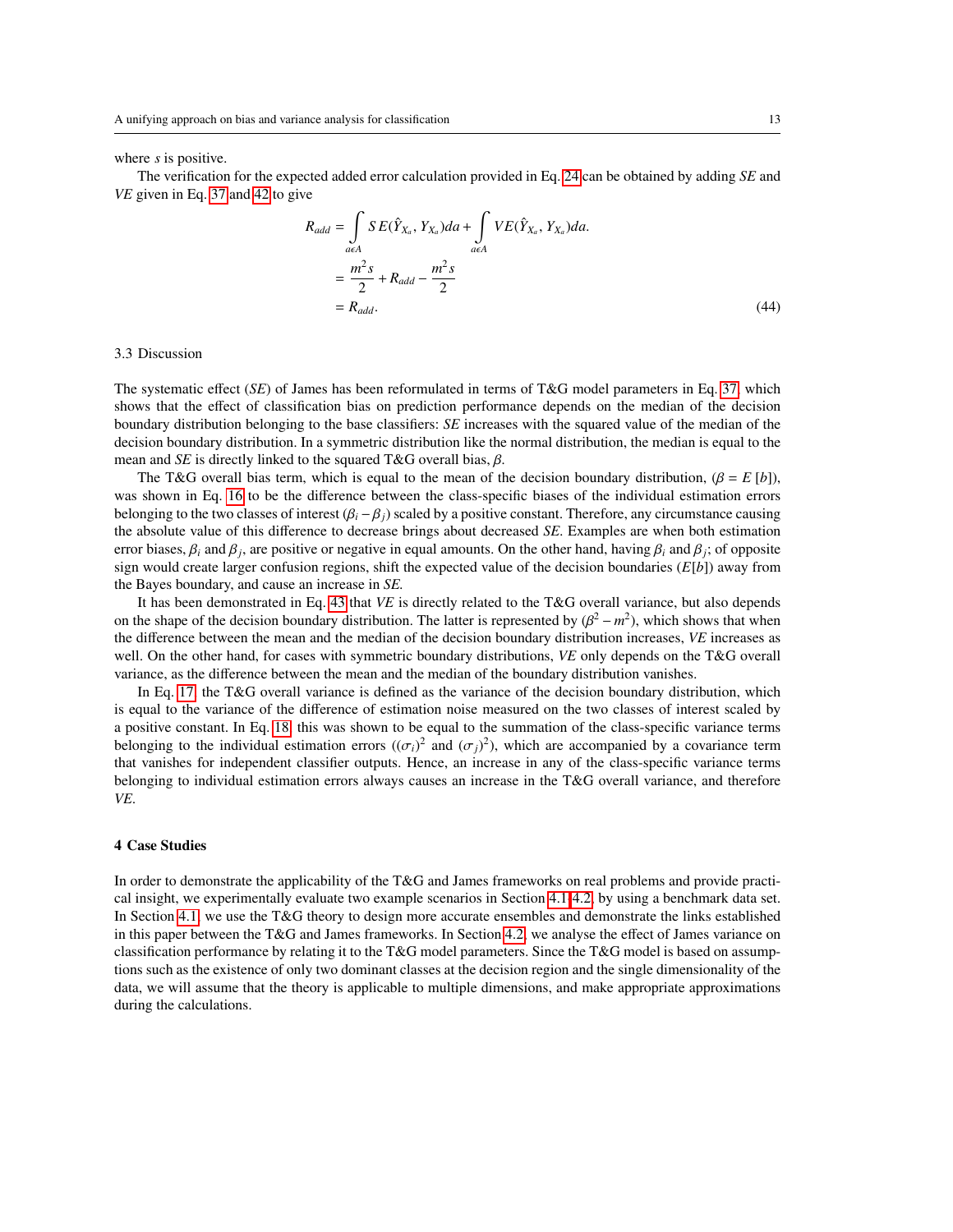where $s$ is positive.

The verification for the expected added error calculation provided in Eq. 24 can be obtained by adding $SE$ and $VE$ given in Eq. 37 and 42 to give

$$
\begin{aligned}
R_{add} &= \int_{a \epsilon A} SE(\hat{Y}_{X_a}, Y_{X_a})da + \int_{a \epsilon A} VE(\hat{Y}_{X_a}, Y_{X_a})da. \\
&= \frac{m^2 s}{2} + R_{add} - \frac{m^2 s}{2} \\
&= R_{add}.
\end{aligned}
\tag{44}
$$

### 3.3 Discussion

The systematic effect ($SE$) of James has been reformulated in terms of T&G model parameters in Eq. 37, which shows that the effect of classification bias on prediction performance depends on the median of the decision boundary distribution belonging to the base classifiers: $SE$ increases with the squared value of the median of the decision boundary distribution. In a symmetric distribution like the normal distribution, the median is equal to the mean and $SE$ is directly linked to the squared T&G overall bias, $\beta$.

The T&G overall bias term, which is equal to the mean of the decision boundary distribution, ($\beta = E[b]$), was shown in Eq. 16 to be the difference between the class-specific biases of the individual estimation errors belonging to the two classes of interest ($\beta_i - \beta_j$) scaled by a positive constant. Therefore, any circumstance causing the absolute value of this difference to decrease brings about decreased $SE$. Examples are when both estimation error biases, $\beta_i$ and $\beta_j$, are positive or negative in equal amounts. On the other hand, having $\beta_i$ and $\beta_j$; of opposite sign would create larger confusion regions, shift the expected value of the decision boundaries ($E[b]$) away from the Bayes boundary, and cause an increase in $SE$.

It has been demonstrated in Eq. 43 that $VE$ is directly related to the T&G overall variance, but also depends on the shape of the decision boundary distribution. The latter is represented by ($\beta^2 - m^2$), which shows that when the difference between the mean and the median of the decision boundary distribution increases, $VE$ increases as well. On the other hand, for cases with symmetric boundary distributions, $VE$ only depends on the T&G overall variance, as the difference between the mean and the median of the boundary distribution vanishes.

In Eq. 17, the T&G overall variance is defined as the variance of the decision boundary distribution, which is equal to the variance of the difference of estimation noise measured on the two classes of interest scaled by a positive constant. In Eq. 18, this was shown to be equal to the summation of the class-specific variance terms belonging to the individual estimation errors ($(\sigma_i)^2$ and $(\sigma_j)^2$), which are accompanied by a covariance term that vanishes for independent classifier outputs. Hence, an increase in any of the class-specific variance terms belonging to individual estimation errors always causes an increase in the T&G overall variance, and therefore $VE$.

## 4 Case Studies

In order to demonstrate the applicability of the T&G and James frameworks on real problems and provide practical insight, we experimentally evaluate two example scenarios in Section 4.1-4.2, by using a benchmark data set. In Section 4.1, we use the T&G theory to design more accurate ensembles and demonstrate the links established in this paper between the T&G and James frameworks. In Section 4.2, we analyse the effect of James variance on classification performance by relating it to the T&G model parameters. Since the T&G model is based on assumptions such as the existence of only two dominant classes at the decision region and the single dimensionality of the data, we will assume that the theory is applicable to multiple dimensions, and make appropriate approximations during the calculations.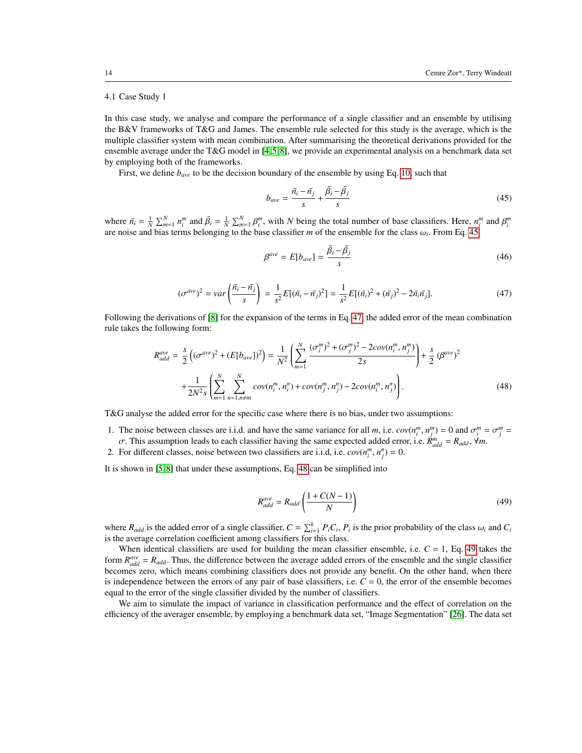### 4.1 Case Study 1

In this case study, we analyse and compare the performance of a single classifier and an ensemble by utilising the B&V frameworks of T&G and James. The ensemble rule selected for this study is the average, which is the multiple classifier system with mean combination. After summarising the theoretical derivations provided for the ensemble average under the T&G model in [4,5,8], we provide an experimental analysis on a benchmark data set by employing both of the frameworks.

First, we define $b_{ave}$ to be the decision boundary of the ensemble by using Eq. 10, such that

$$b_{ave} = \frac{\bar{n}_i - \bar{n}_j}{s} + \frac{\bar{\beta}_i - \bar{\beta}_j}{s} \tag{45}$$

where $\bar{n}_i = \frac{1}{N}\sum_{m=1}^{N} n_i^m$ and $\bar{\beta}_i = \frac{1}{N}\sum_{m=1}^{N}\beta_i^m$, with $N$ being the total number of base classifiers. Here, $n_i^m$ and $\beta_i^m$ are noise and bias terms belonging to the base classifier $m$ of the ensemble for the class $\omega_i$. From Eq. 45

$$\beta^{ave} = E[b_{ave}] = \frac{\bar{\beta}_i - \bar{\beta}_j}{s} \tag{46}$$

$$(\sigma^{ave})^2 = var\left(\frac{\bar{n}_i - \bar{n}_j}{s}\right) = \frac{1}{s^2}E[(\bar{n}_i - \bar{n}_j)^2] = \frac{1}{s^2}E[(\bar{n}_i)^2 + (\bar{n}_j)^2 - 2\bar{n}_i\bar{n}_j]. \tag{47}$$

Following the derivations of [8] for the expansion of the terms in Eq. 47, the added error of the mean combination rule takes the following form:

$$\begin{aligned} R_{add}^{ave} = \frac{s}{2}\left((\sigma^{ave})^2 + (E[b_{ave}])^2\right) &= \frac{1}{N^2}\left(\sum_{m=1}^{N}\frac{(\sigma_i^m)^2 + (\sigma_j^m)^2 - 2cov(n_i^m, n_j^m)}{2s}\right) + \frac{s}{2}(\beta^{ave})^2 \\ &+ \frac{1}{2N^2 s}\left(\sum_{m=1}^{N}\sum_{n=1, n\neq m}^{N} cov(n_i^m, n_i^n) + cov(n_j^m, n_j^n) - 2cov(n_i^m, n_j^n)\right). \end{aligned} \tag{48}$$

T&G analyse the added error for the specific case where there is no bias, under two assumptions:

1. The noise between classes are i.i.d. and have the same variance for all $m$, i.e. $cov(n_i^m, n_j^m) = 0$ and $\sigma_i^m = \sigma_j^m = \sigma$. This assumption leads to each classifier having the same expected added error, i.e. $R_{add}^m = R_{add}, \forall m$.
2. For different classes, noise between two classifiers are i.i.d, i.e. $cov(n_i^m, n_j^n) = 0$.

It is shown in [5,8] that under these assumptions, Eq. 48 can be simplified into

$$R_{add}^{ave} = R_{add}\left(\frac{1 + C(N-1)}{N}\right) \tag{49}$$

where $R_{add}$ is the added error of a single classifier, $C = \sum_{i=1}^{k} P_i C_i$, $P_i$ is the prior probability of the class $\omega_i$ and $C_i$ is the average correlation coefficient among classifiers for this class.

When identical classifiers are used for building the mean classifier ensemble, i.e. $C = 1$, Eq. 49 takes the form $R_{add}^{ave} = R_{add}$. Thus, the difference between the average added errors of the ensemble and the single classifier becomes zero, which means combining classifiers does not provide any benefit. On the other hand, when there is independence between the errors of any pair of base classifiers, i.e. $C = 0$, the error of the ensemble becomes equal to the error of the single classifier divided by the number of classifiers.

We aim to simulate the impact of variance in classification performance and the effect of correlation on the efficiency of the averager ensemble, by employing a benchmark data set, "Image Segmentation" [26]. The data set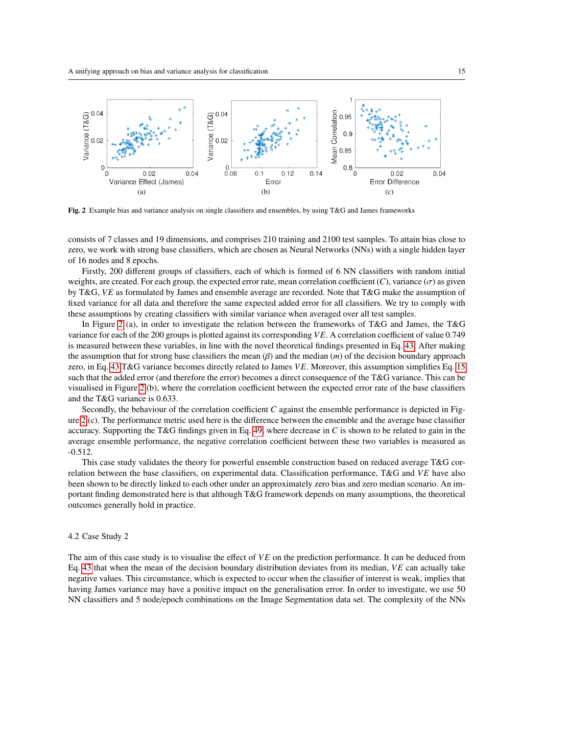**Fig. 2** Example bias and variance analysis on single classifiers and ensembles, by using T&G and James frameworks

consists of 7 classes and 19 dimensions, and comprises 210 training and 2100 test samples. To attain bias close to zero, we work with strong base classifiers, which are chosen as Neural Networks (NNs) with a single hidden layer of 16 nodes and 8 epochs.

Firstly, 200 different groups of classifiers, each of which is formed of 6 NN classifiers with random initial weights, are created. For each group, the expected error rate, mean correlation coefficient ($C$), variance ($\sigma$) as given by T&G, $VE$ as formulated by James and ensemble average are recorded. Note that T&G make the assumption of fixed variance for all data and therefore the same expected added error for all classifiers. We try to comply with these assumptions by creating classifiers with similar variance when averaged over all test samples.

In Figure 2 (a), in order to investigate the relation between the frameworks of T&G and James, the T&G variance for each of the 200 groups is plotted against its corresponding $VE$. A correlation coefficient of value 0.749 is measured between these variables, in line with the novel theoretical findings presented in Eq. 43. After making the assumption that for strong base classifiers the mean ($\beta$) and the median ($m$) of the decision boundary approach zero, in Eq. 43 T&G variance becomes directly related to James $VE$. Moreover, this assumption simplifies Eq. 15 such that the added error (and therefore the error) becomes a direct consequence of the T&G variance. This can be visualised in Figure 2 (b), where the correlation coefficient between the expected error rate of the base classifiers and the T&G variance is 0.633.

Secondly, the behaviour of the correlation coefficient $C$ against the ensemble performance is depicted in Figure 2 (c). The performance metric used here is the difference between the ensemble and the average base classifier accuracy. Supporting the T&G findings given in Eq. 49, where decrease in $C$ is shown to be related to gain in the average ensemble performance, the negative correlation coefficient between these two variables is measured as -0.512.

This case study validates the theory for powerful ensemble construction based on reduced average T&G correlation between the base classifiers, on experimental data. Classification performance, T&G and $VE$ have also been shown to be directly linked to each other under an approximately zero bias and zero median scenario. An important finding demonstrated here is that although T&G framework depends on many assumptions, the theoretical outcomes generally hold in practice.

## 4.2 Case Study 2

The aim of this case study is to visualise the effect of $VE$ on the prediction performance. It can be deduced from Eq. 43 that when the mean of the decision boundary distribution deviates from its median, $VE$ can actually take negative values. This circumstance, which is expected to occur when the classifier of interest is weak, implies that having James variance may have a positive impact on the generalisation error. In order to investigate, we use 50 NN classifiers and 5 node/epoch combinations on the Image Segmentation data set. The complexity of the NNs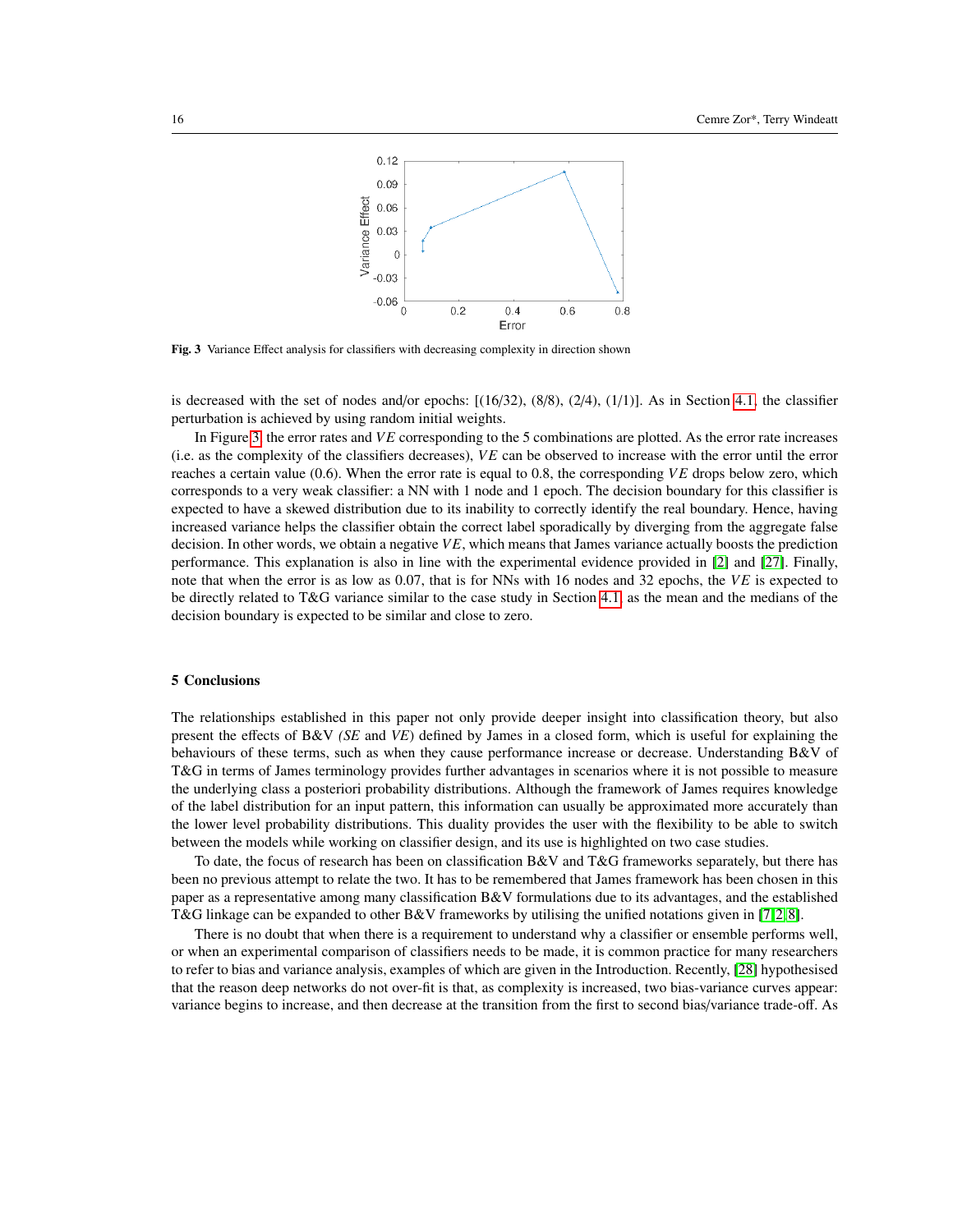**Fig. 3** Variance Effect analysis for classifiers with decreasing complexity in direction shown

is decreased with the set of nodes and/or epochs: [(16/32), (8/8), (2/4), (1/1)]. As in Section 4.1, the classifier perturbation is achieved by using random initial weights.

In Figure 3, the error rates and $VE$ corresponding to the 5 combinations are plotted. As the error rate increases (i.e. as the complexity of the classifiers decreases), $VE$ can be observed to increase with the error until the error reaches a certain value (0.6). When the error rate is equal to 0.8, the corresponding $VE$ drops below zero, which corresponds to a very weak classifier: a NN with 1 node and 1 epoch. The decision boundary for this classifier is expected to have a skewed distribution due to its inability to correctly identify the real boundary. Hence, having increased variance helps the classifier obtain the correct label sporadically by diverging from the aggregate false decision. In other words, we obtain a negative $VE$, which means that James variance actually boosts the prediction performance. This explanation is also in line with the experimental evidence provided in [2] and [27]. Finally, note that when the error is as low as 0.07, that is for NNs with 16 nodes and 32 epochs, the $VE$ is expected to be directly related to T&G variance similar to the case study in Section 4.1, as the mean and the medians of the decision boundary is expected to be similar and close to zero.

## 5 Conclusions

The relationships established in this paper not only provide deeper insight into classification theory, but also present the effects of B&V *(SE* and *VE)* defined by James in a closed form, which is useful for explaining the behaviours of these terms, such as when they cause performance increase or decrease. Understanding B&V of T&G in terms of James terminology provides further advantages in scenarios where it is not possible to measure the underlying class a posteriori probability distributions. Although the framework of James requires knowledge of the label distribution for an input pattern, this information can usually be approximated more accurately than the lower level probability distributions. This duality provides the user with the flexibility to be able to switch between the models while working on classifier design, and its use is highlighted on two case studies.

To date, the focus of research has been on classification B&V and T&G frameworks separately, but there has been no previous attempt to relate the two. It has to be remembered that James framework has been chosen in this paper as a representative among many classification B&V formulations due to its advantages, and the established T&G linkage can be expanded to other B&V frameworks by utilising the unified notations given in [7,2,8].

There is no doubt that when there is a requirement to understand why a classifier or ensemble performs well, or when an experimental comparison of classifiers needs to be made, it is common practice for many researchers to refer to bias and variance analysis, examples of which are given in the Introduction. Recently, [28] hypothesised that the reason deep networks do not over-fit is that, as complexity is increased, two bias-variance curves appear: variance begins to increase, and then decrease at the transition from the first to second bias/variance trade-off. As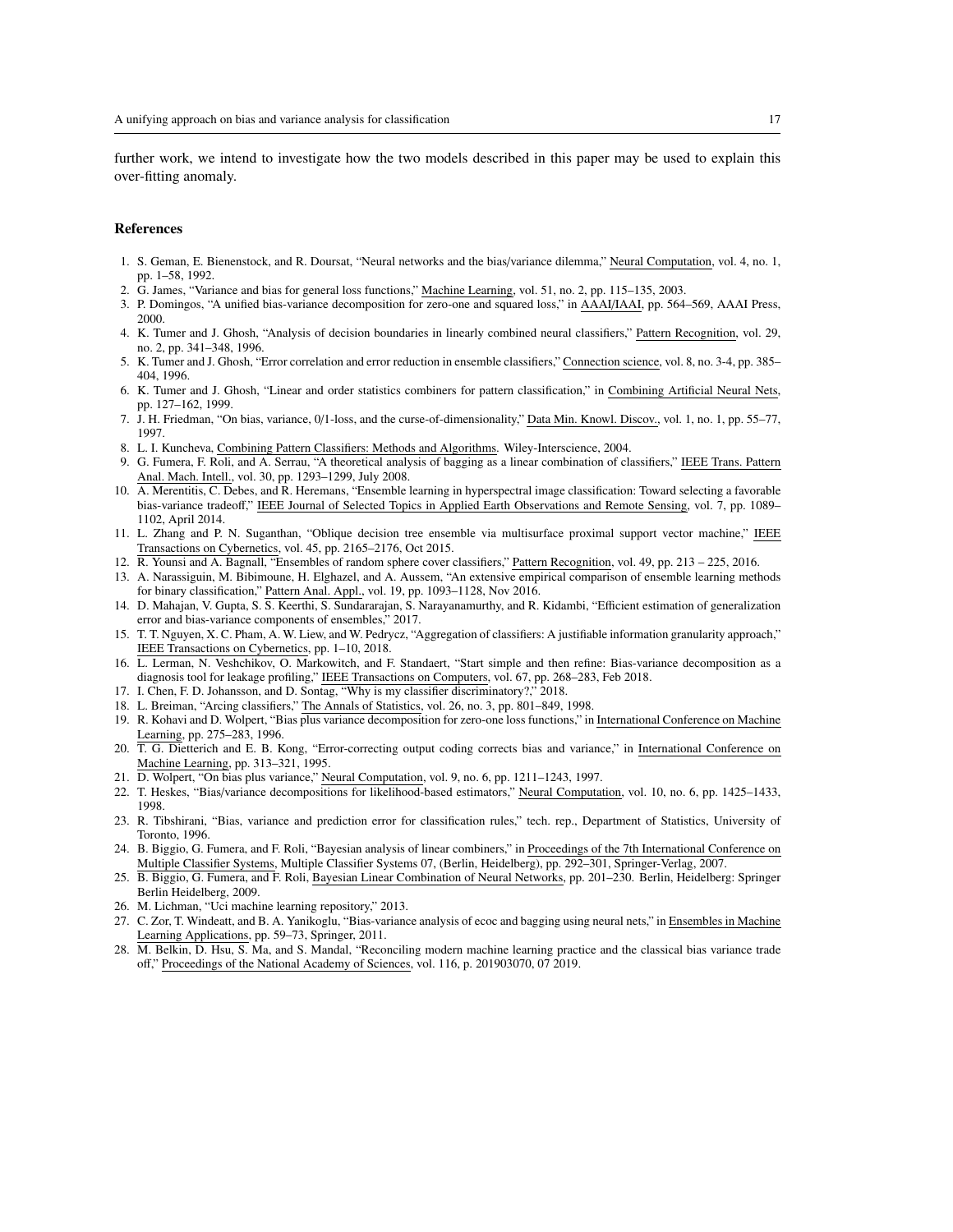further work, we intend to investigate how the two models described in this paper may be used to explain this over-fitting anomaly.

## References

1. S. Geman, E. Bienenstock, and R. Doursat, "Neural networks and the bias/variance dilemma," Neural Computation, vol. 4, no. 1, pp. 1–58, 1992.
2. G. James, "Variance and bias for general loss functions," Machine Learning, vol. 51, no. 2, pp. 115–135, 2003.
3. P. Domingos, "A unified bias-variance decomposition for zero-one and squared loss," in AAAI/IAAI, pp. 564–569, AAAI Press, 2000.
4. K. Tumer and J. Ghosh, "Analysis of decision boundaries in linearly combined neural classifiers," Pattern Recognition, vol. 29, no. 2, pp. 341–348, 1996.
5. K. Tumer and J. Ghosh, "Error correlation and error reduction in ensemble classifiers," Connection science, vol. 8, no. 3-4, pp. 385–404, 1996.
6. K. Tumer and J. Ghosh, "Linear and order statistics combiners for pattern classification," in Combining Artificial Neural Nets, pp. 127–162, 1999.
7. J. H. Friedman, "On bias, variance, 0/1-loss, and the curse-of-dimensionality," Data Min. Knowl. Discov., vol. 1, no. 1, pp. 55–77, 1997.
8. L. I. Kuncheva, Combining Pattern Classifiers: Methods and Algorithms. Wiley-Interscience, 2004.
9. G. Fumera, F. Roli, and A. Serrau, "A theoretical analysis of bagging as a linear combination of classifiers," IEEE Trans. Pattern Anal. Mach. Intell., vol. 30, pp. 1293–1299, July 2008.
10. A. Merentitis, C. Debes, and R. Heremans, "Ensemble learning in hyperspectral image classification: Toward selecting a favorable bias-variance tradeoff," IEEE Journal of Selected Topics in Applied Earth Observations and Remote Sensing, vol. 7, pp. 1089–1102, April 2014.
11. L. Zhang and P. N. Suganthan, "Oblique decision tree ensemble via multisurface proximal support vector machine," IEEE Transactions on Cybernetics, vol. 45, pp. 2165–2176, Oct 2015.
12. R. Younsi and A. Bagnall, "Ensembles of random sphere cover classifiers," Pattern Recognition, vol. 49, pp. 213 – 225, 2016.
13. A. Narassiguin, M. Bibimoune, H. Elghazel, and A. Aussem, "An extensive empirical comparison of ensemble learning methods for binary classification," Pattern Anal. Appl., vol. 19, pp. 1093–1128, Nov 2016.
14. D. Mahajan, V. Gupta, S. S. Keerthi, S. Sundararajan, S. Narayanamurthy, and R. Kidambi, "Efficient estimation of generalization error and bias-variance components of ensembles," 2017.
15. T. T. Nguyen, X. C. Pham, A. W. Liew, and W. Pedrycz, "Aggregation of classifiers: A justifiable information granularity approach," IEEE Transactions on Cybernetics, pp. 1–10, 2018.
16. L. Lerman, N. Veshchikov, O. Markowitch, and F. Standaert, "Start simple and then refine: Bias-variance decomposition as a diagnosis tool for leakage profiling," IEEE Transactions on Computers, vol. 67, pp. 268–283, Feb 2018.
17. I. Chen, F. D. Johansson, and D. Sontag, "Why is my classifier discriminatory?," 2018.
18. L. Breiman, "Arcing classifiers," The Annals of Statistics, vol. 26, no. 3, pp. 801–849, 1998.
19. R. Kohavi and D. Wolpert, "Bias plus variance decomposition for zero-one loss functions," in International Conference on Machine Learning, pp. 275–283, 1996.
20. T. G. Dietterich and E. B. Kong, "Error-correcting output coding corrects bias and variance," in International Conference on Machine Learning, pp. 313–321, 1995.
21. D. Wolpert, "On bias plus variance," Neural Computation, vol. 9, no. 6, pp. 1211–1243, 1997.
22. T. Heskes, "Bias/variance decompositions for likelihood-based estimators," Neural Computation, vol. 10, no. 6, pp. 1425–1433, 1998.
23. R. Tibshirani, "Bias, variance and prediction error for classification rules," tech. rep., Department of Statistics, University of Toronto, 1996.
24. B. Biggio, G. Fumera, and F. Roli, "Bayesian analysis of linear combiners," in Proceedings of the 7th International Conference on Multiple Classifier Systems, Multiple Classifier Systems 07, (Berlin, Heidelberg), pp. 292–301, Springer-Verlag, 2007.
25. B. Biggio, G. Fumera, and F. Roli, Bayesian Linear Combination of Neural Networks, pp. 201–230. Berlin, Heidelberg: Springer Berlin Heidelberg, 2009.
26. M. Lichman, "Uci machine learning repository," 2013.
27. C. Zor, T. Windeatt, and B. A. Yanikoglu, "Bias-variance analysis of ecoc and bagging using neural nets," in Ensembles in Machine Learning Applications, pp. 59–73, Springer, 2011.
28. M. Belkin, D. Hsu, S. Ma, and S. Mandal, "Reconciling modern machine learning practice and the classical bias variance trade off," Proceedings of the National Academy of Sciences, vol. 116, p. 201903070, 07 2019.